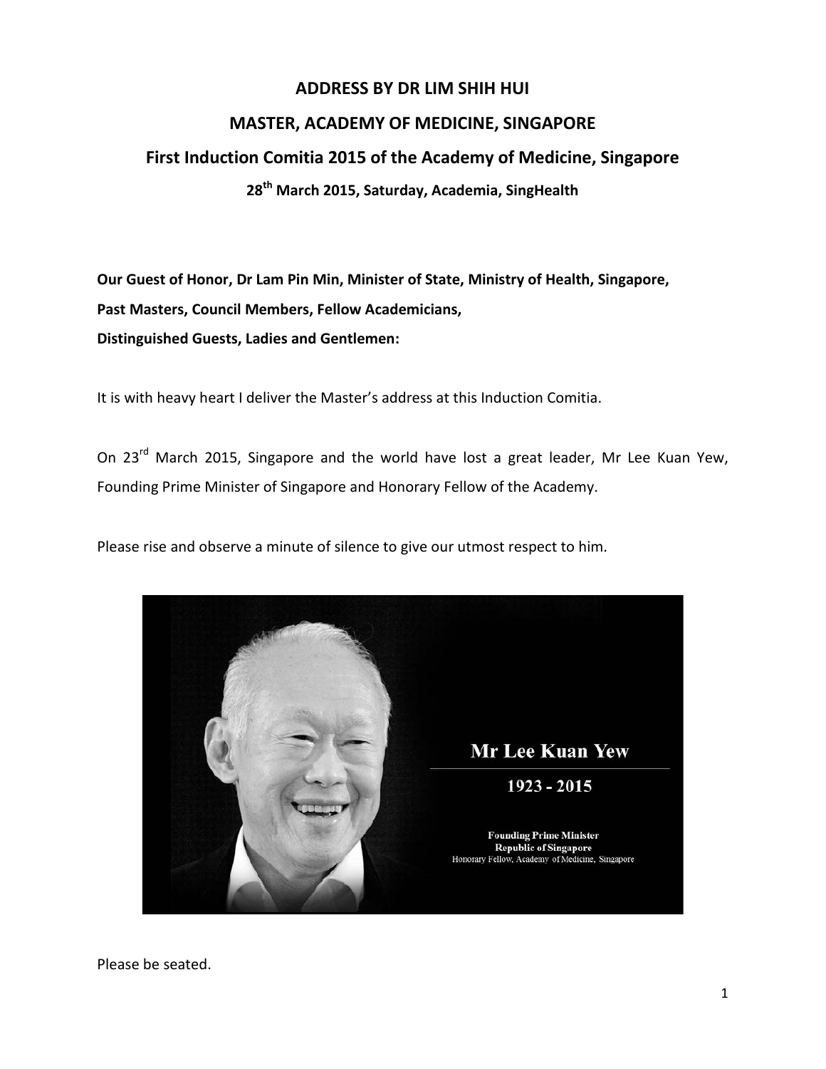# ADDRESS BY DR LIM SHIH HUI

## MASTER, ACADEMY OF MEDICINE, SINGAPORE

## First Induction Comitia 2015 of the Academy of Medicine, Singapore

**28th March 2015, Saturday, Academia, SingHealth**

**Our Guest of Honor, Dr Lam Pin Min, Minister of State, Ministry of Health, Singapore,**
**Past Masters, Council Members, Fellow Academicians,**
**Distinguished Guests, Ladies and Gentlemen:**

It is with heavy heart I deliver the Master's address at this Induction Comitia.

On 23rd March 2015, Singapore and the world have lost a great leader, Mr Lee Kuan Yew, Founding Prime Minister of Singapore and Honorary Fellow of the Academy.

Please rise and observe a minute of silence to give our utmost respect to him.

Mr Lee Kuan Yew

1923 - 2015

Founding Prime Minister
Republic of Singapore
Honorary Fellow, Academy of Medicine, Singapore

Please be seated.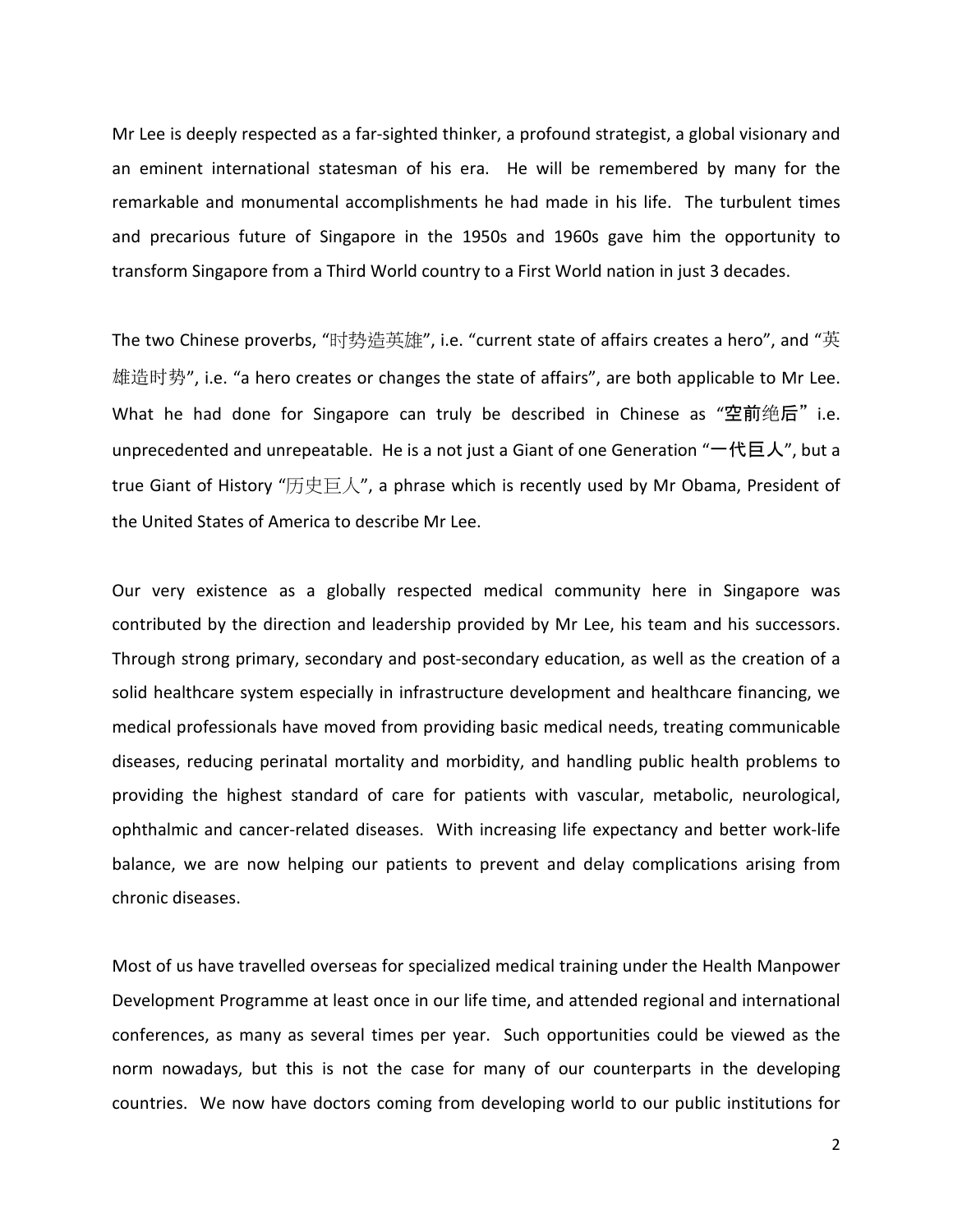Mr Lee is deeply respected as a far-sighted thinker, a profound strategist, a global visionary and an eminent international statesman of his era. He will be remembered by many for the remarkable and monumental accomplishments he had made in his life. The turbulent times and precarious future of Singapore in the 1950s and 1960s gave him the opportunity to transform Singapore from a Third World country to a First World nation in just 3 decades.

The two Chinese proverbs, "时势造英雄", i.e. "current state of affairs creates a hero", and "英雄造时势", i.e. "a hero creates or changes the state of affairs", are both applicable to Mr Lee. What he had done for Singapore can truly be described in Chinese as "**空前**绝**后**" i.e. unprecedented and unrepeatable. He is a not just a Giant of one Generation "**一代巨人**", but a true Giant of History "历史巨人", a phrase which is recently used by Mr Obama, President of the United States of America to describe Mr Lee.

Our very existence as a globally respected medical community here in Singapore was contributed by the direction and leadership provided by Mr Lee, his team and his successors. Through strong primary, secondary and post-secondary education, as well as the creation of a solid healthcare system especially in infrastructure development and healthcare financing, we medical professionals have moved from providing basic medical needs, treating communicable diseases, reducing perinatal mortality and morbidity, and handling public health problems to providing the highest standard of care for patients with vascular, metabolic, neurological, ophthalmic and cancer-related diseases. With increasing life expectancy and better work-life balance, we are now helping our patients to prevent and delay complications arising from chronic diseases.

Most of us have travelled overseas for specialized medical training under the Health Manpower Development Programme at least once in our life time, and attended regional and international conferences, as many as several times per year. Such opportunities could be viewed as the norm nowadays, but this is not the case for many of our counterparts in the developing countries. We now have doctors coming from developing world to our public institutions for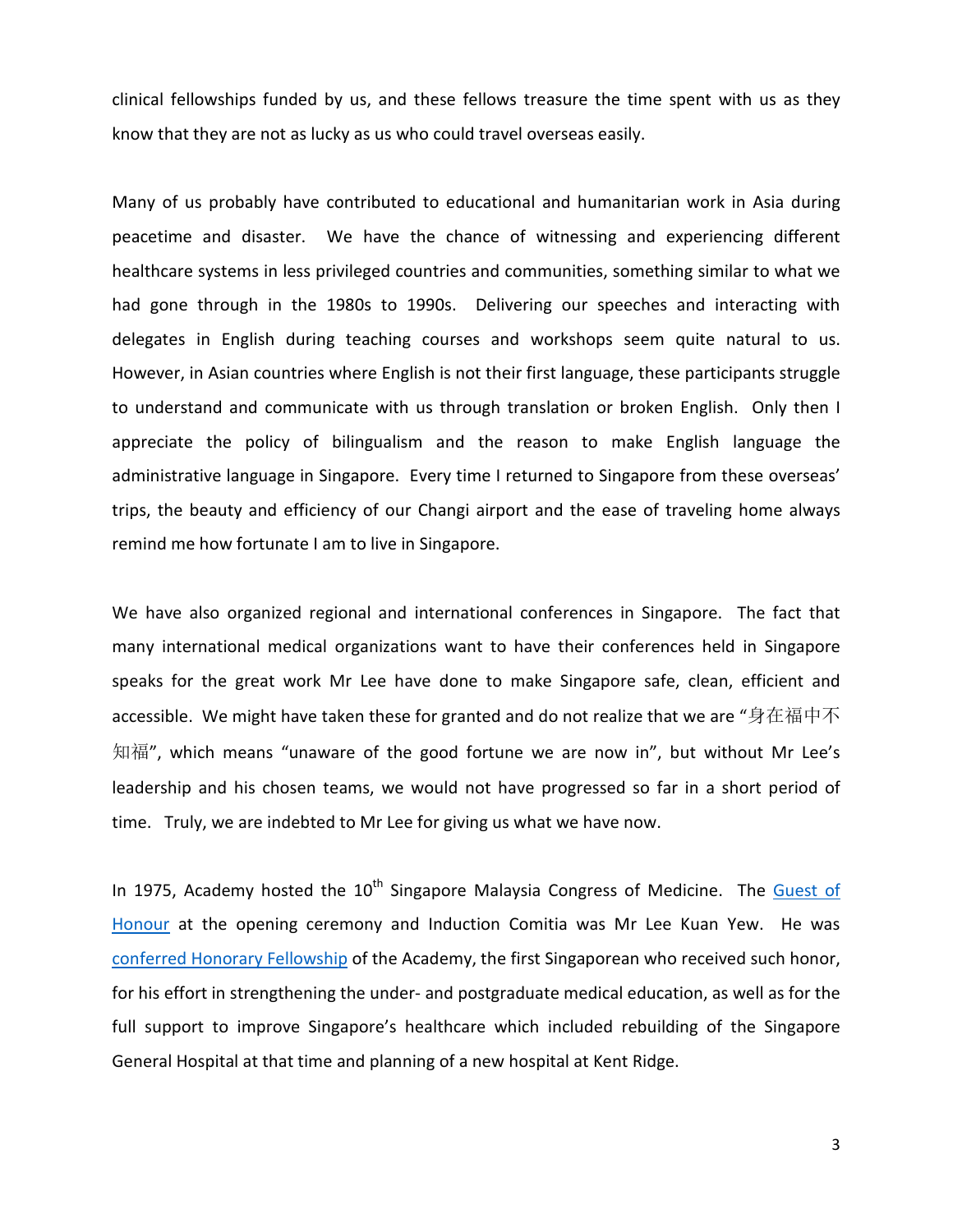clinical fellowships funded by us, and these fellows treasure the time spent with us as they know that they are not as lucky as us who could travel overseas easily.

Many of us probably have contributed to educational and humanitarian work in Asia during peacetime and disaster. We have the chance of witnessing and experiencing different healthcare systems in less privileged countries and communities, something similar to what we had gone through in the 1980s to 1990s. Delivering our speeches and interacting with delegates in English during teaching courses and workshops seem quite natural to us. However, in Asian countries where English is not their first language, these participants struggle to understand and communicate with us through translation or broken English. Only then I appreciate the policy of bilingualism and the reason to make English language the administrative language in Singapore. Every time I returned to Singapore from these overseas' trips, the beauty and efficiency of our Changi airport and the ease of traveling home always remind me how fortunate I am to live in Singapore.

We have also organized regional and international conferences in Singapore. The fact that many international medical organizations want to have their conferences held in Singapore speaks for the great work Mr Lee have done to make Singapore safe, clean, efficient and accessible. We might have taken these for granted and do not realize that we are "身在福中不知福", which means "unaware of the good fortune we are now in", but without Mr Lee's leadership and his chosen teams, we would not have progressed so far in a short period of time. Truly, we are indebted to Mr Lee for giving us what we have now.

In 1975, Academy hosted the 10th Singapore Malaysia Congress of Medicine. The Guest of Honour at the opening ceremony and Induction Comitia was Mr Lee Kuan Yew. He was conferred Honorary Fellowship of the Academy, the first Singaporean who received such honor, for his effort in strengthening the under- and postgraduate medical education, as well as for the full support to improve Singapore's healthcare which included rebuilding of the Singapore General Hospital at that time and planning of a new hospital at Kent Ridge.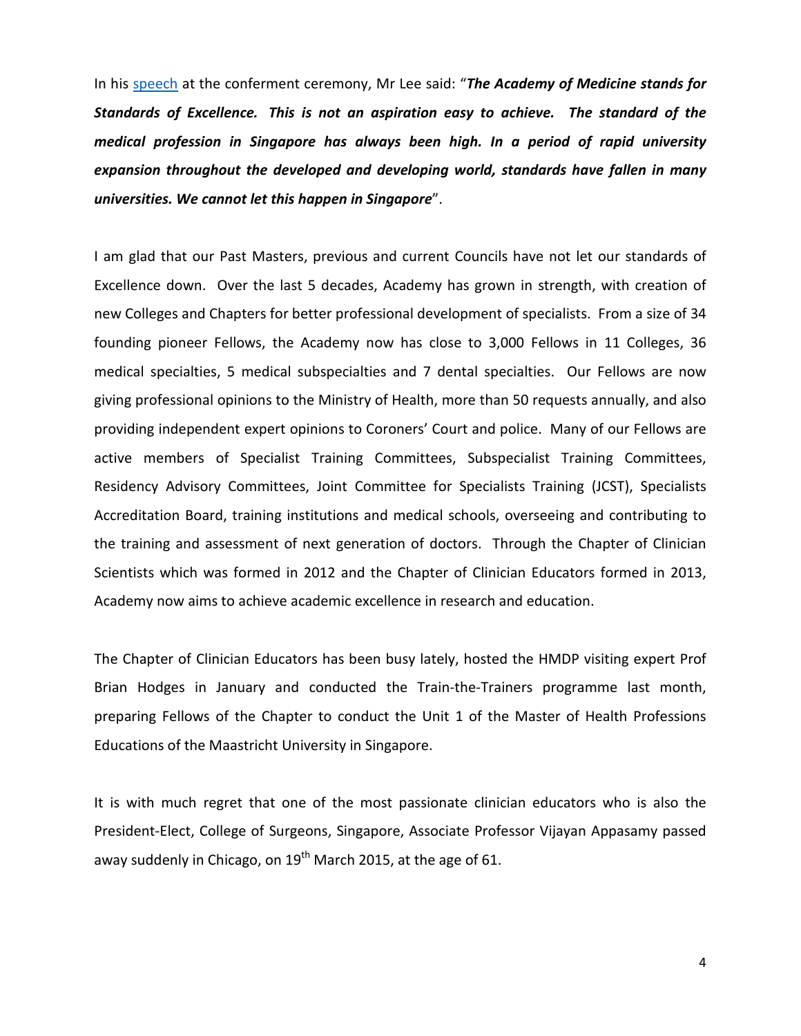In his [speech](speech) at the conferment ceremony, Mr Lee said: "***The Academy of Medicine stands for Standards of Excellence. This is not an aspiration easy to achieve. The standard of the medical profession in Singapore has always been high. In a period of rapid university expansion throughout the developed and developing world, standards have fallen in many universities. We cannot let this happen in Singapore***".

I am glad that our Past Masters, previous and current Councils have not let our standards of Excellence down. Over the last 5 decades, Academy has grown in strength, with creation of new Colleges and Chapters for better professional development of specialists. From a size of 34 founding pioneer Fellows, the Academy now has close to 3,000 Fellows in 11 Colleges, 36 medical specialties, 5 medical subspecialties and 7 dental specialties. Our Fellows are now giving professional opinions to the Ministry of Health, more than 50 requests annually, and also providing independent expert opinions to Coroners' Court and police. Many of our Fellows are active members of Specialist Training Committees, Subspecialist Training Committees, Residency Advisory Committees, Joint Committee for Specialists Training (JCST), Specialists Accreditation Board, training institutions and medical schools, overseeing and contributing to the training and assessment of next generation of doctors. Through the Chapter of Clinician Scientists which was formed in 2012 and the Chapter of Clinician Educators formed in 2013, Academy now aims to achieve academic excellence in research and education.

The Chapter of Clinician Educators has been busy lately, hosted the HMDP visiting expert Prof Brian Hodges in January and conducted the Train-the-Trainers programme last month, preparing Fellows of the Chapter to conduct the Unit 1 of the Master of Health Professions Educations of the Maastricht University in Singapore.

It is with much regret that one of the most passionate clinician educators who is also the President-Elect, College of Surgeons, Singapore, Associate Professor Vijayan Appasamy passed away suddenly in Chicago, on 19th March 2015, at the age of 61.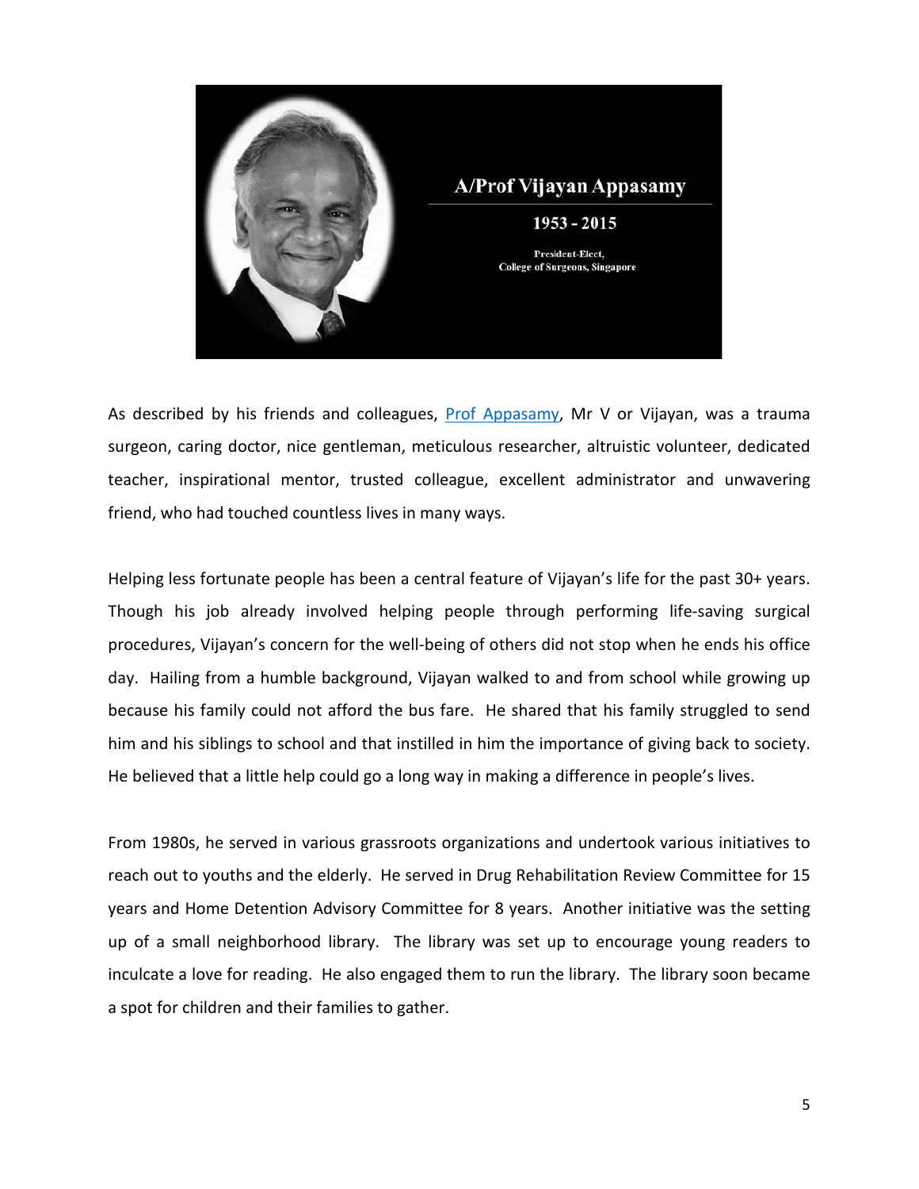A/Prof Vijayan Appasamy

1953 - 2015

President-Elect,
College of Surgeons, Singapore

As described by his friends and colleagues, Prof Appasamy, Mr V or Vijayan, was a trauma surgeon, caring doctor, nice gentleman, meticulous researcher, altruistic volunteer, dedicated teacher, inspirational mentor, trusted colleague, excellent administrator and unwavering friend, who had touched countless lives in many ways.

Helping less fortunate people has been a central feature of Vijayan's life for the past 30+ years. Though his job already involved helping people through performing life-saving surgical procedures, Vijayan's concern for the well-being of others did not stop when he ends his office day. Hailing from a humble background, Vijayan walked to and from school while growing up because his family could not afford the bus fare. He shared that his family struggled to send him and his siblings to school and that instilled in him the importance of giving back to society. He believed that a little help could go a long way in making a difference in people's lives.

From 1980s, he served in various grassroots organizations and undertook various initiatives to reach out to youths and the elderly. He served in Drug Rehabilitation Review Committee for 15 years and Home Detention Advisory Committee for 8 years. Another initiative was the setting up of a small neighborhood library. The library was set up to encourage young readers to inculcate a love for reading. He also engaged them to run the library. The library soon became a spot for children and their families to gather.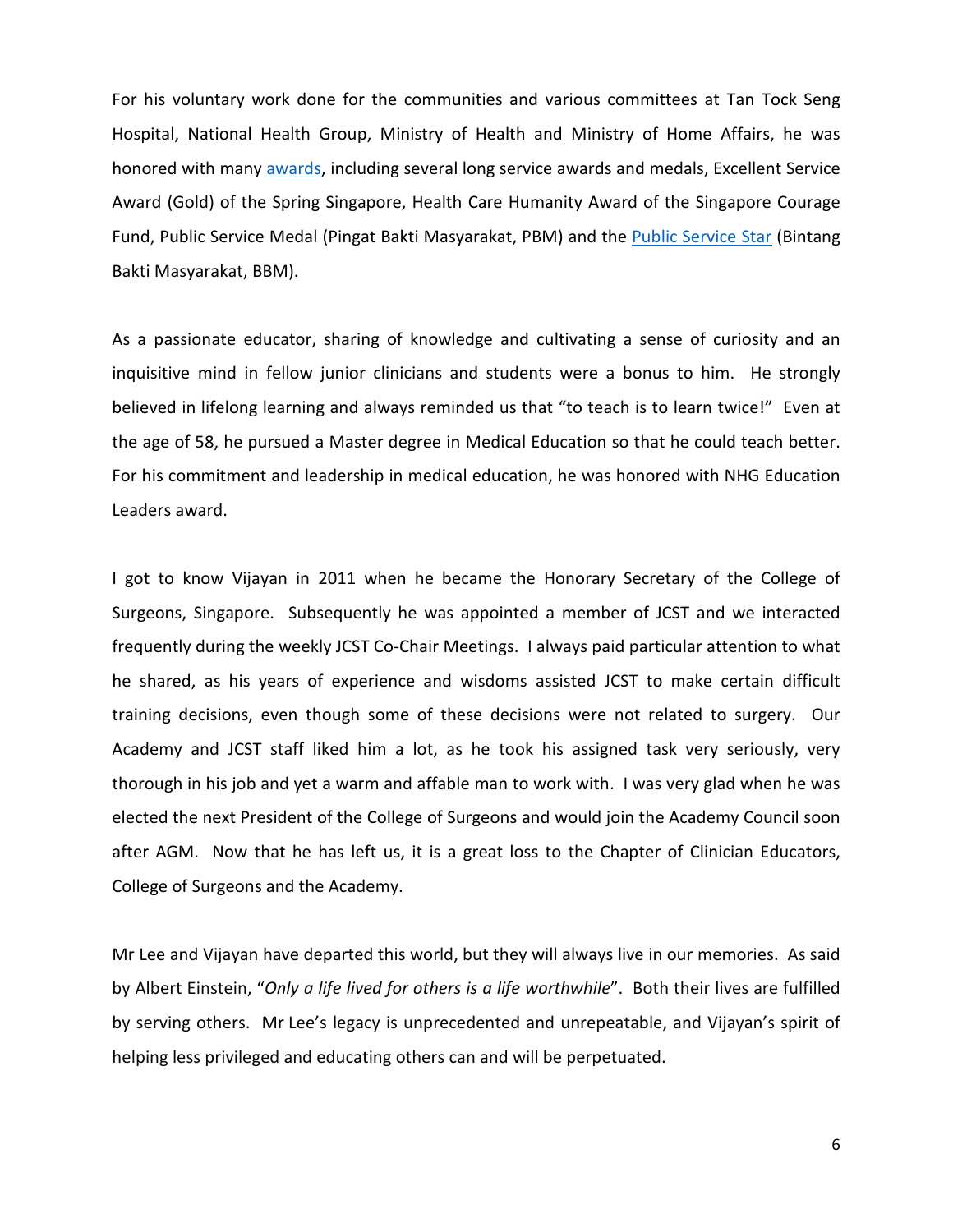For his voluntary work done for the communities and various committees at Tan Tock Seng Hospital, National Health Group, Ministry of Health and Ministry of Home Affairs, he was honored with many awards, including several long service awards and medals, Excellent Service Award (Gold) of the Spring Singapore, Health Care Humanity Award of the Singapore Courage Fund, Public Service Medal (Pingat Bakti Masyarakat, PBM) and the Public Service Star (Bintang Bakti Masyarakat, BBM).

As a passionate educator, sharing of knowledge and cultivating a sense of curiosity and an inquisitive mind in fellow junior clinicians and students were a bonus to him. He strongly believed in lifelong learning and always reminded us that "to teach is to learn twice!" Even at the age of 58, he pursued a Master degree in Medical Education so that he could teach better. For his commitment and leadership in medical education, he was honored with NHG Education Leaders award.

I got to know Vijayan in 2011 when he became the Honorary Secretary of the College of Surgeons, Singapore. Subsequently he was appointed a member of JCST and we interacted frequently during the weekly JCST Co-Chair Meetings. I always paid particular attention to what he shared, as his years of experience and wisdoms assisted JCST to make certain difficult training decisions, even though some of these decisions were not related to surgery. Our Academy and JCST staff liked him a lot, as he took his assigned task very seriously, very thorough in his job and yet a warm and affable man to work with. I was very glad when he was elected the next President of the College of Surgeons and would join the Academy Council soon after AGM. Now that he has left us, it is a great loss to the Chapter of Clinician Educators, College of Surgeons and the Academy.

Mr Lee and Vijayan have departed this world, but they will always live in our memories. As said by Albert Einstein, "*Only a life lived for others is a life worthwhile*". Both their lives are fulfilled by serving others. Mr Lee's legacy is unprecedented and unrepeatable, and Vijayan's spirit of helping less privileged and educating others can and will be perpetuated.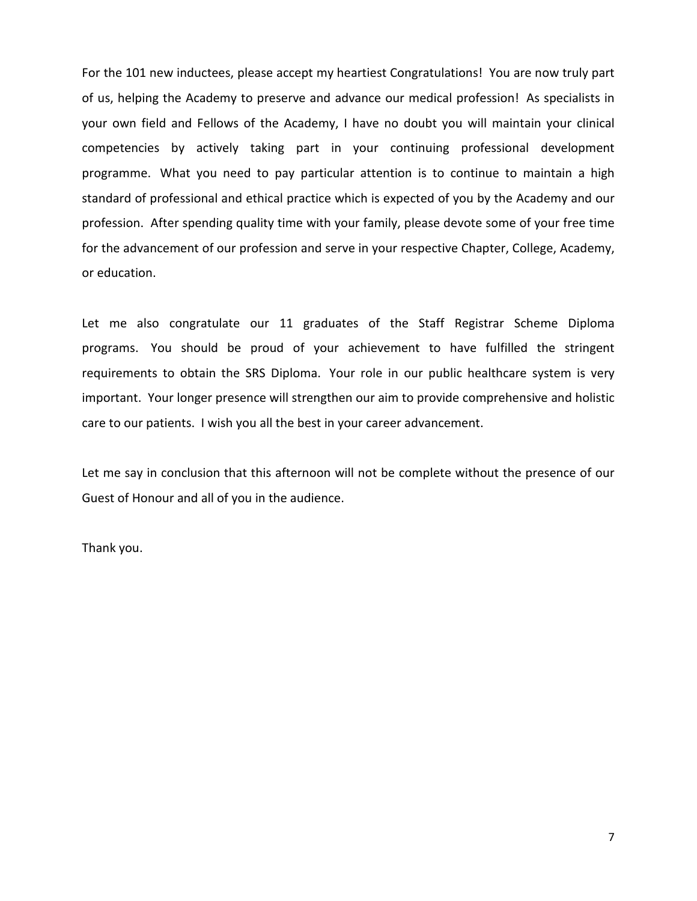For the 101 new inductees, please accept my heartiest Congratulations! You are now truly part of us, helping the Academy to preserve and advance our medical profession! As specialists in your own field and Fellows of the Academy, I have no doubt you will maintain your clinical competencies by actively taking part in your continuing professional development programme. What you need to pay particular attention is to continue to maintain a high standard of professional and ethical practice which is expected of you by the Academy and our profession. After spending quality time with your family, please devote some of your free time for the advancement of our profession and serve in your respective Chapter, College, Academy, or education.

Let me also congratulate our 11 graduates of the Staff Registrar Scheme Diploma programs. You should be proud of your achievement to have fulfilled the stringent requirements to obtain the SRS Diploma. Your role in our public healthcare system is very important. Your longer presence will strengthen our aim to provide comprehensive and holistic care to our patients. I wish you all the best in your career advancement.

Let me say in conclusion that this afternoon will not be complete without the presence of our Guest of Honour and all of you in the audience.

Thank you.